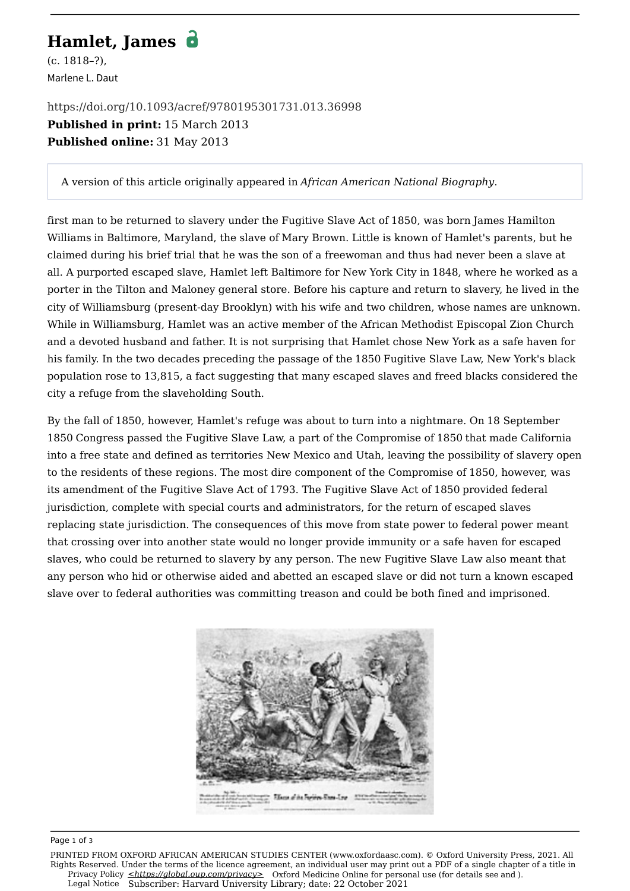# Hamlet, James

(c. 1818–?),

Marlene L. Daut

https://doi.org/10.1093/acref/9780195301731.013.36998

**Published in print:** 15 March 2013

**Published online:** 31 May 2013

A version of this article originally appeared in *African American National Biography*.

first man to be returned to slavery under the Fugitive Slave Act of 1850, was born James Hamilton Williams in Baltimore, Maryland, the slave of Mary Brown. Little is known of Hamlet's parents, but he claimed during his brief trial that he was the son of a freewoman and thus had never been a slave at all. A purported escaped slave, Hamlet left Baltimore for New York City in 1848, where he worked as a porter in the Tilton and Maloney general store. Before his capture and return to slavery, he lived in the city of Williamsburg (present-day Brooklyn) with his wife and two children, whose names are unknown. While in Williamsburg, Hamlet was an active member of the African Methodist Episcopal Zion Church and a devoted husband and father. It is not surprising that Hamlet chose New York as a safe haven for his family. In the two decades preceding the passage of the 1850 Fugitive Slave Law, New York's black population rose to 13,815, a fact suggesting that many escaped slaves and freed blacks considered the city a refuge from the slaveholding South.

By the fall of 1850, however, Hamlet's refuge was about to turn into a nightmare. On 18 September 1850 Congress passed the Fugitive Slave Law, a part of the Compromise of 1850 that made California into a free state and defined as territories New Mexico and Utah, leaving the possibility of slavery open to the residents of these regions. The most dire component of the Compromise of 1850, however, was its amendment of the Fugitive Slave Act of 1793. The Fugitive Slave Act of 1850 provided federal jurisdiction, complete with special courts and administrators, for the return of escaped slaves replacing state jurisdiction. The consequences of this move from state power to federal power meant that crossing over into another state would no longer provide immunity or a safe haven for escaped slaves, who could be returned to slavery by any person. The new Fugitive Slave Law also meant that any person who hid or otherwise aided and abetted an escaped slave or did not turn a known escaped slave over to federal authorities was committing treason and could be both fined and imprisoned.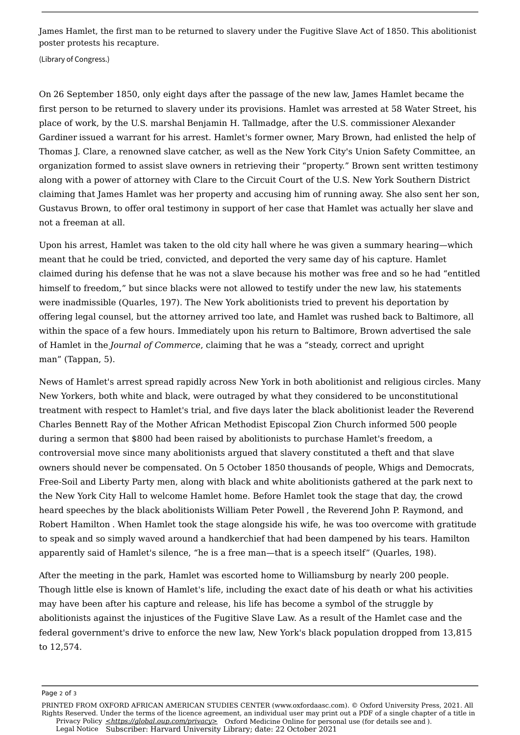James Hamlet, the first man to be returned to slavery under the Fugitive Slave Act of 1850. This abolitionist poster protests his recapture.

(Library of Congress.)

On 26 September 1850, only eight days after the passage of the new law, James Hamlet became the first person to be returned to slavery under its provisions. Hamlet was arrested at 58 Water Street, his place of work, by the U.S. marshal Benjamin H. Tallmadge, after the U.S. commissioner Alexander Gardiner issued a warrant for his arrest. Hamlet's former owner, Mary Brown, had enlisted the help of Thomas J. Clare, a renowned slave catcher, as well as the New York City's Union Safety Committee, an organization formed to assist slave owners in retrieving their “property.” Brown sent written testimony along with a power of attorney with Clare to the Circuit Court of the U.S. New York Southern District claiming that James Hamlet was her property and accusing him of running away. She also sent her son, Gustavus Brown, to offer oral testimony in support of her case that Hamlet was actually her slave and not a freeman at all.

Upon his arrest, Hamlet was taken to the old city hall where he was given a summary hearing—which meant that he could be tried, convicted, and deported the very same day of his capture. Hamlet claimed during his defense that he was not a slave because his mother was free and so he had “entitled himself to freedom,” but since blacks were not allowed to testify under the new law, his statements were inadmissible (Quarles, 197). The New York abolitionists tried to prevent his deportation by offering legal counsel, but the attorney arrived too late, and Hamlet was rushed back to Baltimore, all within the space of a few hours. Immediately upon his return to Baltimore, Brown advertised the sale of Hamlet in the *Journal of Commerce*, claiming that he was a “steady, correct and upright man” (Tappan, 5).

News of Hamlet's arrest spread rapidly across New York in both abolitionist and religious circles. Many New Yorkers, both white and black, were outraged by what they considered to be unconstitutional treatment with respect to Hamlet's trial, and five days later the black abolitionist leader the Reverend Charles Bennett Ray of the Mother African Methodist Episcopal Zion Church informed 500 people during a sermon that $800 had been raised by abolitionists to purchase Hamlet's freedom, a controversial move since many abolitionists argued that slavery constituted a theft and that slave owners should never be compensated. On 5 October 1850 thousands of people, Whigs and Democrats, Free-Soil and Liberty Party men, along with black and white abolitionists gathered at the park next to the New York City Hall to welcome Hamlet home. Before Hamlet took the stage that day, the crowd heard speeches by the black abolitionists William Peter Powell , the Reverend John P. Raymond, and Robert Hamilton . When Hamlet took the stage alongside his wife, he was too overcome with gratitude to speak and so simply waved around a handkerchief that had been dampened by his tears. Hamilton apparently said of Hamlet's silence, “he is a free man—that is a speech itself” (Quarles, 198).

After the meeting in the park, Hamlet was escorted home to Williamsburg by nearly 200 people. Though little else is known of Hamlet's life, including the exact date of his death or what his activities may have been after his capture and release, his life has become a symbol of the struggle by abolitionists against the injustices of the Fugitive Slave Law. As a result of the Hamlet case and the federal government's drive to enforce the new law, New York's black population dropped from 13,815 to 12,574.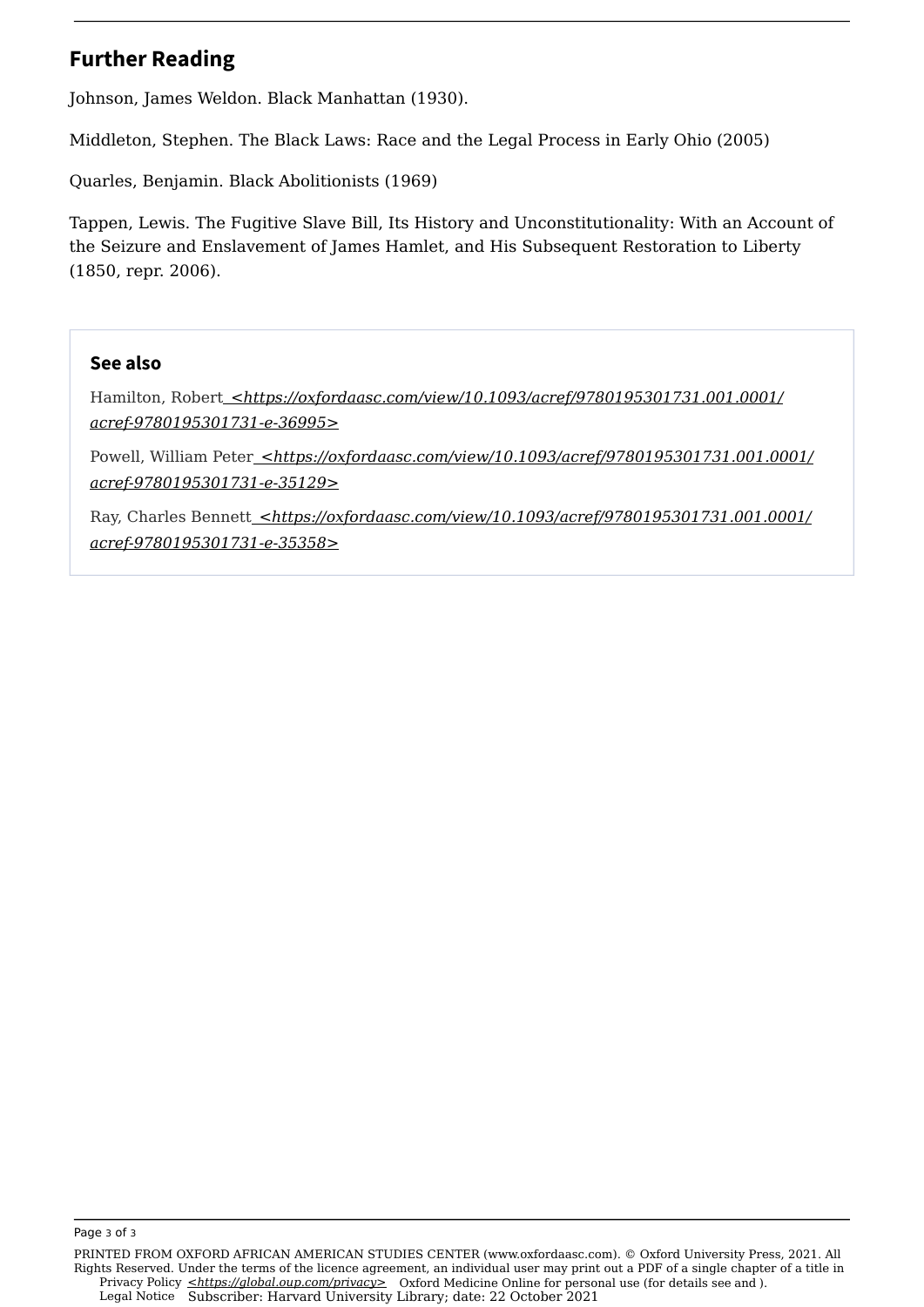## Further Reading

Johnson, James Weldon. Black Manhattan (1930).

Middleton, Stephen. The Black Laws: Race and the Legal Process in Early Ohio (2005)

Quarles, Benjamin. Black Abolitionists (1969)

Tappen, Lewis. The Fugitive Slave Bill, Its History and Unconstitutionality: With an Account of the Seizure and Enslavement of James Hamlet, and His Subsequent Restoration to Liberty (1850, repr. 2006).

## See also

Hamilton, Robert *<https://oxfordaasc.com/view/10.1093/acref/9780195301731.001.0001/acref-9780195301731-e-36995>*

Powell, William Peter *<https://oxfordaasc.com/view/10.1093/acref/9780195301731.001.0001/acref-9780195301731-e-35129>*

Ray, Charles Bennett *<https://oxfordaasc.com/view/10.1093/acref/9780195301731.001.0001/acref-9780195301731-e-35358>*